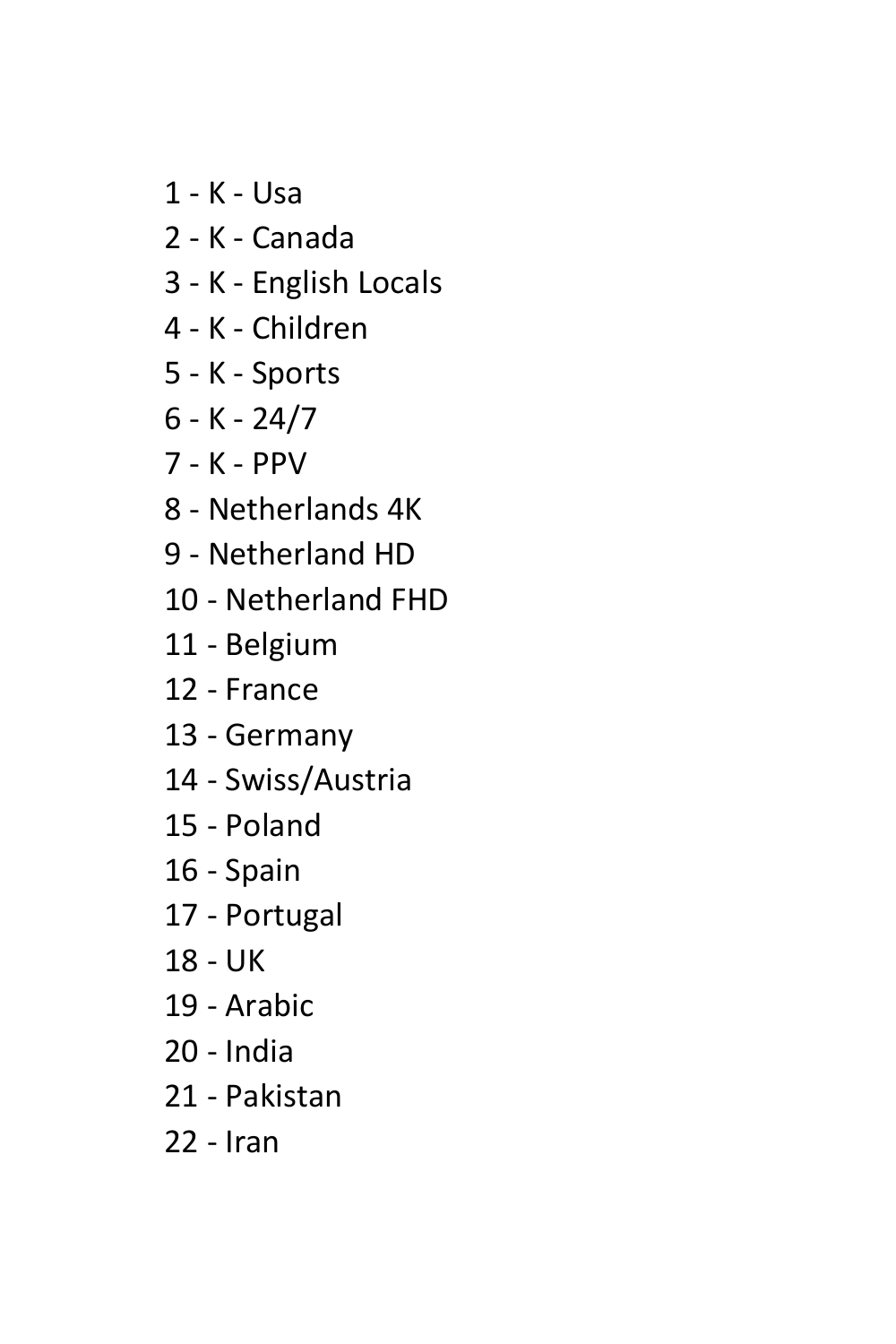1 - K - Usa
2 - K - Canada
3 - K - English Locals
4 - K - Children
5 - K - Sports
6 - K - 24/7
7 - K - PPV
8 - Netherlands 4K
9 - Netherland HD
10 - Netherland FHD
11 - Belgium
12 - France
13 - Germany
14 - Swiss/Austria
15 - Poland
16 - Spain
17 - Portugal
18 - UK
19 - Arabic
20 - India
21 - Pakistan
22 - Iran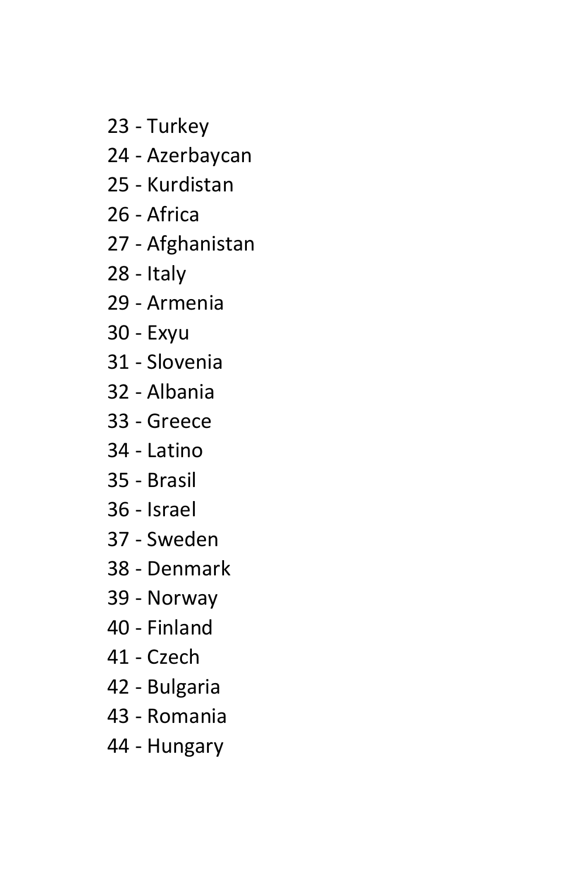23 - Turkey
24 - Azerbaycan
25 - Kurdistan
26 - Africa
27 - Afghanistan
28 - Italy
29 - Armenia
30 - Exyu
31 - Slovenia
32 - Albania
33 - Greece
34 - Latino
35 - Brasil
36 - Israel
37 - Sweden
38 - Denmark
39 - Norway
40 - Finland
41 - Czech
42 - Bulgaria
43 - Romania
44 - Hungary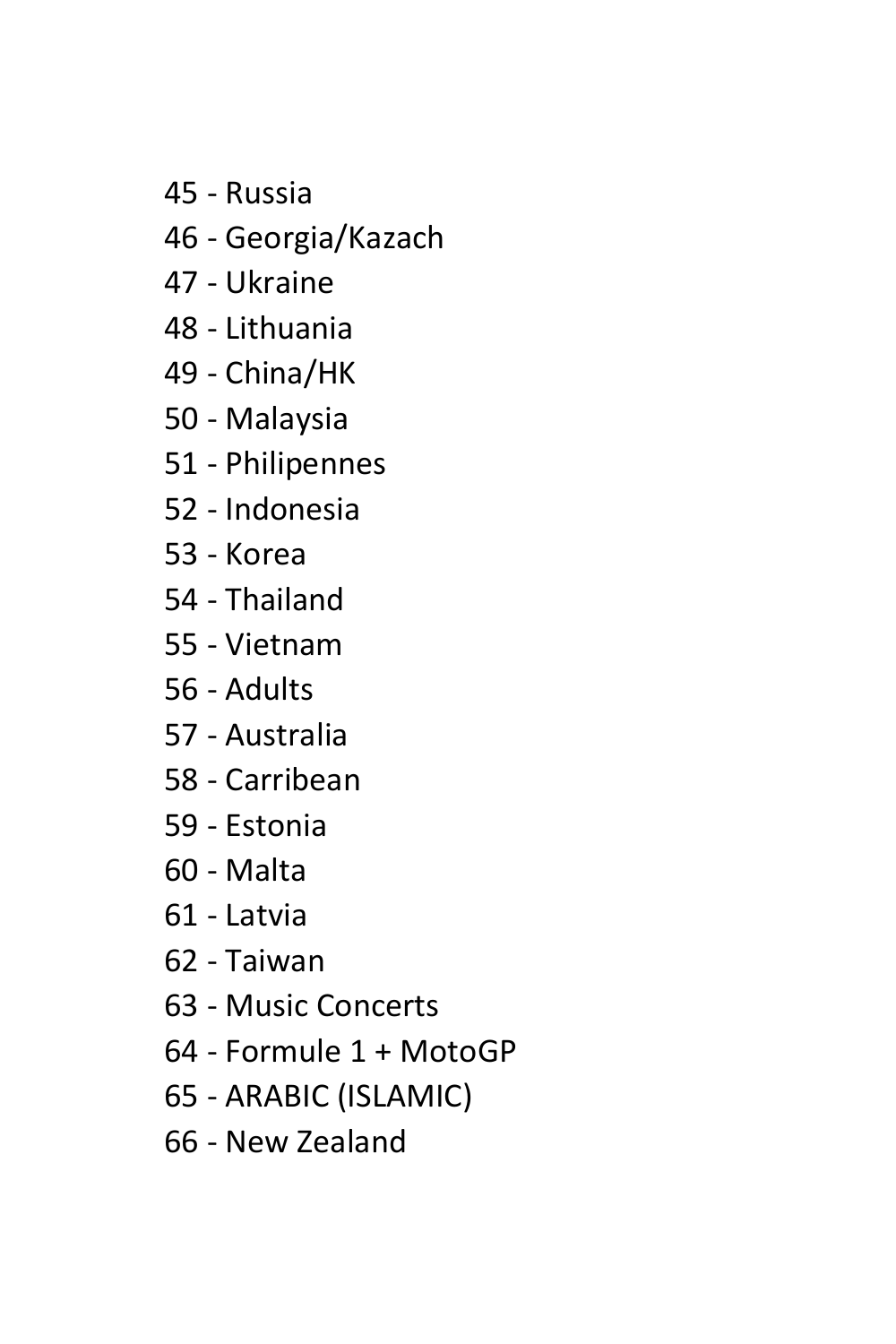45 - Russia
46 - Georgia/Kazach
47 - Ukraine
48 - Lithuania
49 - China/HK
50 - Malaysia
51 - Philipennes
52 - Indonesia
53 - Korea
54 - Thailand
55 - Vietnam
56 - Adults
57 - Australia
58 - Carribean
59 - Estonia
60 - Malta
61 - Latvia
62 - Taiwan
63 - Music Concerts
64 - Formule 1 + MotoGP
65 - ARABIC (ISLAMIC)
66 - New Zealand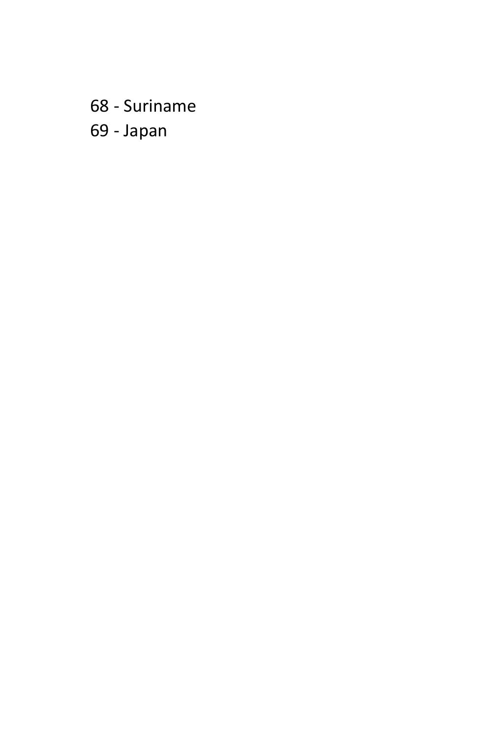68 - Suriname
69 - Japan